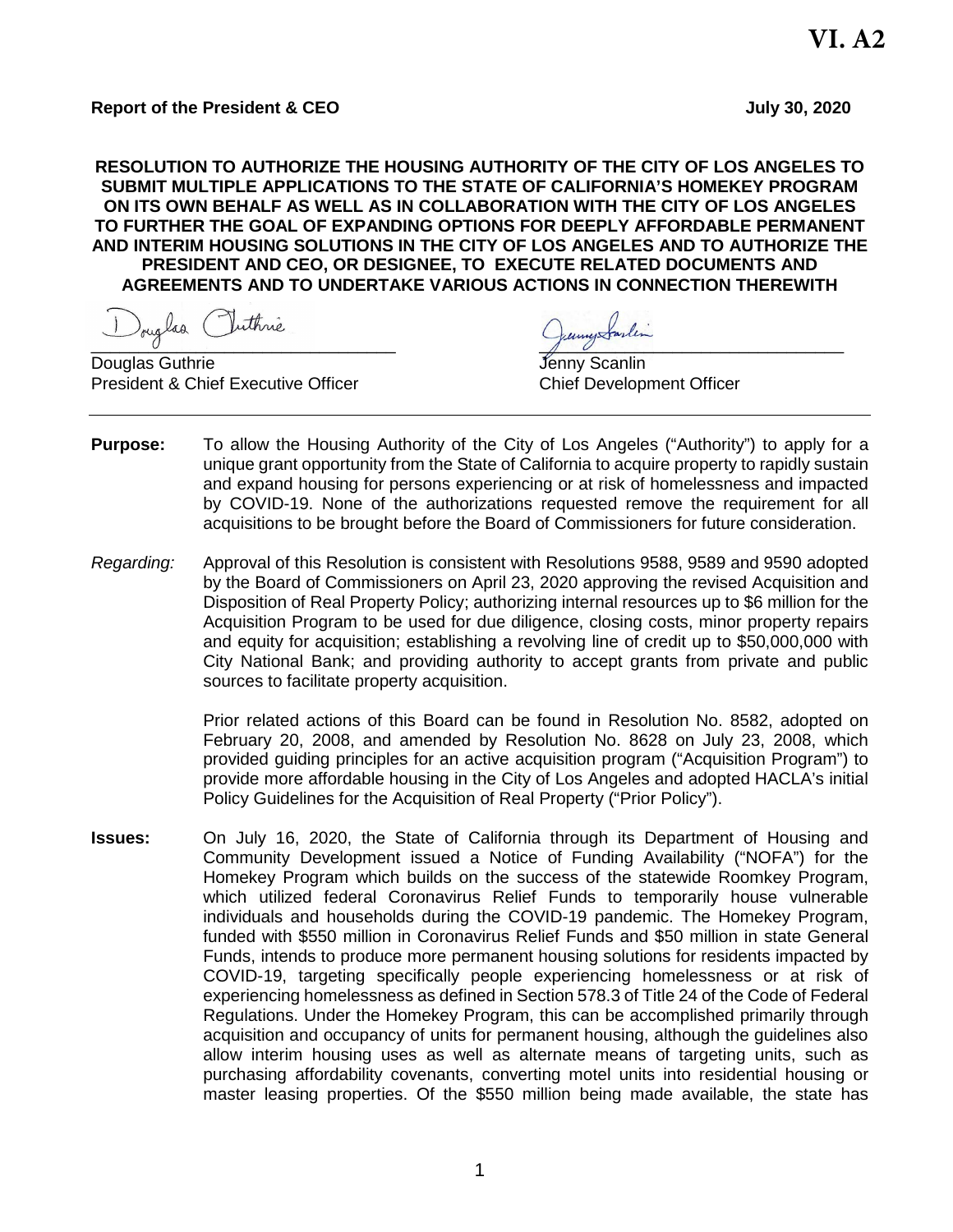**VI. A2**

**Report of the President & CEO** **July 30, 2020**

**RESOLUTION TO AUTHORIZE THE HOUSING AUTHORITY OF THE CITY OF LOS ANGELES TO SUBMIT MULTIPLE APPLICATIONS TO THE STATE OF CALIFORNIA'S HOMEKEY PROGRAM ON ITS OWN BEHALF AS WELL AS IN COLLABORATION WITH THE CITY OF LOS ANGELES TO FURTHER THE GOAL OF EXPANDING OPTIONS FOR DEEPLY AFFORDABLE PERMANENT AND INTERIM HOUSING SOLUTIONS IN THE CITY OF LOS ANGELES AND TO AUTHORIZE THE PRESIDENT AND CEO, OR DESIGNEE, TO EXECUTE RELATED DOCUMENTS AND AGREEMENTS AND TO UNDERTAKE VARIOUS ACTIONS IN CONNECTION THEREWITH**

Douglas Guthrie
President & Chief Executive Officer

Jenny Scanlin
Chief Development Officer

---

**Purpose:** To allow the Housing Authority of the City of Los Angeles ("Authority") to apply for a unique grant opportunity from the State of California to acquire property to rapidly sustain and expand housing for persons experiencing or at risk of homelessness and impacted by COVID-19. None of the authorizations requested remove the requirement for all acquisitions to be brought before the Board of Commissioners for future consideration.

*Regarding:* Approval of this Resolution is consistent with Resolutions 9588, 9589 and 9590 adopted by the Board of Commissioners on April 23, 2020 approving the revised Acquisition and Disposition of Real Property Policy; authorizing internal resources up to $6 million for the Acquisition Program to be used for due diligence, closing costs, minor property repairs and equity for acquisition; establishing a revolving line of credit up to $50,000,000 with City National Bank; and providing authority to accept grants from private and public sources to facilitate property acquisition.

Prior related actions of this Board can be found in Resolution No. 8582, adopted on February 20, 2008, and amended by Resolution No. 8628 on July 23, 2008, which provided guiding principles for an active acquisition program ("Acquisition Program") to provide more affordable housing in the City of Los Angeles and adopted HACLA's initial Policy Guidelines for the Acquisition of Real Property ("Prior Policy").

**Issues:** On July 16, 2020, the State of California through its Department of Housing and Community Development issued a Notice of Funding Availability ("NOFA") for the Homekey Program which builds on the success of the statewide Roomkey Program, which utilized federal Coronavirus Relief Funds to temporarily house vulnerable individuals and households during the COVID-19 pandemic. The Homekey Program, funded with $550 million in Coronavirus Relief Funds and $50 million in state General Funds, intends to produce more permanent housing solutions for residents impacted by COVID-19, targeting specifically people experiencing homelessness or at risk of experiencing homelessness as defined in Section 578.3 of Title 24 of the Code of Federal Regulations. Under the Homekey Program, this can be accomplished primarily through acquisition and occupancy of units for permanent housing, although the guidelines also allow interim housing uses as well as alternate means of targeting units, such as purchasing affordability covenants, converting motel units into residential housing or master leasing properties. Of the $550 million being made available, the state has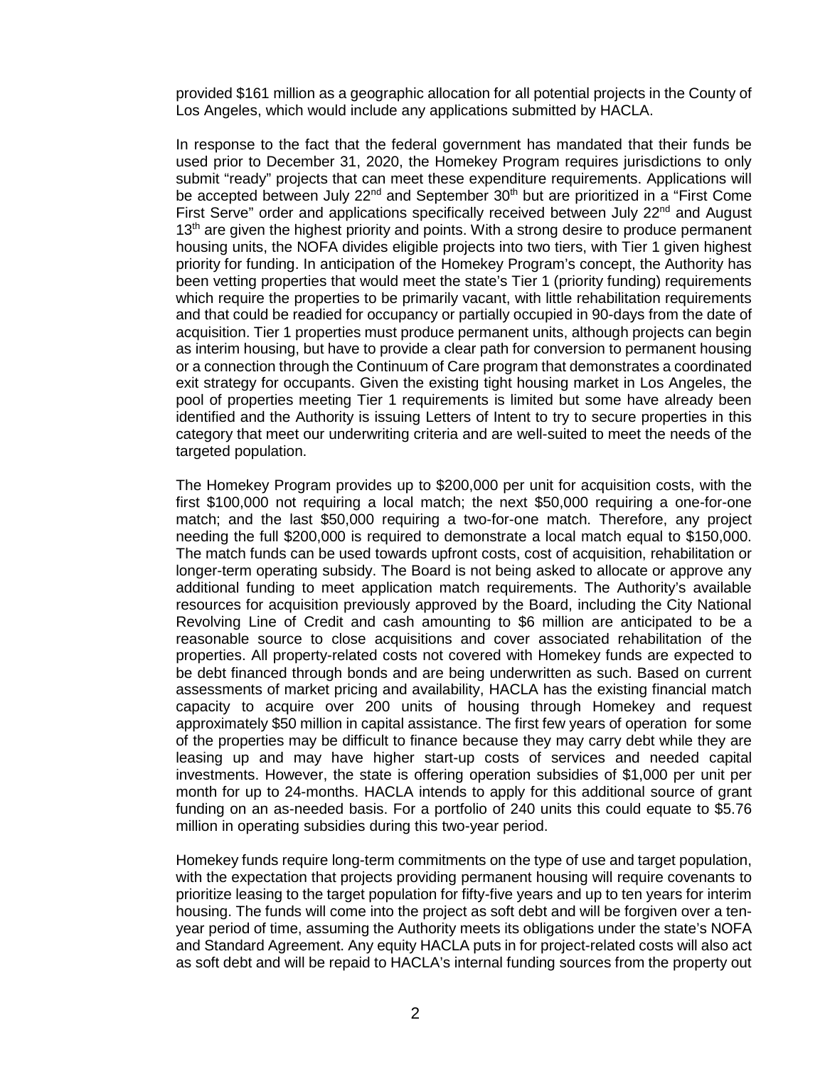provided $161 million as a geographic allocation for all potential projects in the County of Los Angeles, which would include any applications submitted by HACLA.

In response to the fact that the federal government has mandated that their funds be used prior to December 31, 2020, the Homekey Program requires jurisdictions to only submit "ready" projects that can meet these expenditure requirements. Applications will be accepted between July 22nd and September 30th but are prioritized in a "First Come First Serve" order and applications specifically received between July 22nd and August 13th are given the highest priority and points. With a strong desire to produce permanent housing units, the NOFA divides eligible projects into two tiers, with Tier 1 given highest priority for funding. In anticipation of the Homekey Program's concept, the Authority has been vetting properties that would meet the state's Tier 1 (priority funding) requirements which require the properties to be primarily vacant, with little rehabilitation requirements and that could be readied for occupancy or partially occupied in 90-days from the date of acquisition. Tier 1 properties must produce permanent units, although projects can begin as interim housing, but have to provide a clear path for conversion to permanent housing or a connection through the Continuum of Care program that demonstrates a coordinated exit strategy for occupants. Given the existing tight housing market in Los Angeles, the pool of properties meeting Tier 1 requirements is limited but some have already been identified and the Authority is issuing Letters of Intent to try to secure properties in this category that meet our underwriting criteria and are well-suited to meet the needs of the targeted population.

The Homekey Program provides up to $200,000 per unit for acquisition costs, with the first $100,000 not requiring a local match; the next $50,000 requiring a one-for-one match; and the last $50,000 requiring a two-for-one match. Therefore, any project needing the full $200,000 is required to demonstrate a local match equal to $150,000. The match funds can be used towards upfront costs, cost of acquisition, rehabilitation or longer-term operating subsidy. The Board is not being asked to allocate or approve any additional funding to meet application match requirements. The Authority's available resources for acquisition previously approved by the Board, including the City National Revolving Line of Credit and cash amounting to $6 million are anticipated to be a reasonable source to close acquisitions and cover associated rehabilitation of the properties. All property-related costs not covered with Homekey funds are expected to be debt financed through bonds and are being underwritten as such. Based on current assessments of market pricing and availability, HACLA has the existing financial match capacity to acquire over 200 units of housing through Homekey and request approximately $50 million in capital assistance. The first few years of operation for some of the properties may be difficult to finance because they may carry debt while they are leasing up and may have higher start-up costs of services and needed capital investments. However, the state is offering operation subsidies of $1,000 per unit per month for up to 24-months. HACLA intends to apply for this additional source of grant funding on an as-needed basis. For a portfolio of 240 units this could equate to $5.76 million in operating subsidies during this two-year period.

Homekey funds require long-term commitments on the type of use and target population, with the expectation that projects providing permanent housing will require covenants to prioritize leasing to the target population for fifty-five years and up to ten years for interim housing. The funds will come into the project as soft debt and will be forgiven over a ten-year period of time, assuming the Authority meets its obligations under the state's NOFA and Standard Agreement. Any equity HACLA puts in for project-related costs will also act as soft debt and will be repaid to HACLA's internal funding sources from the property out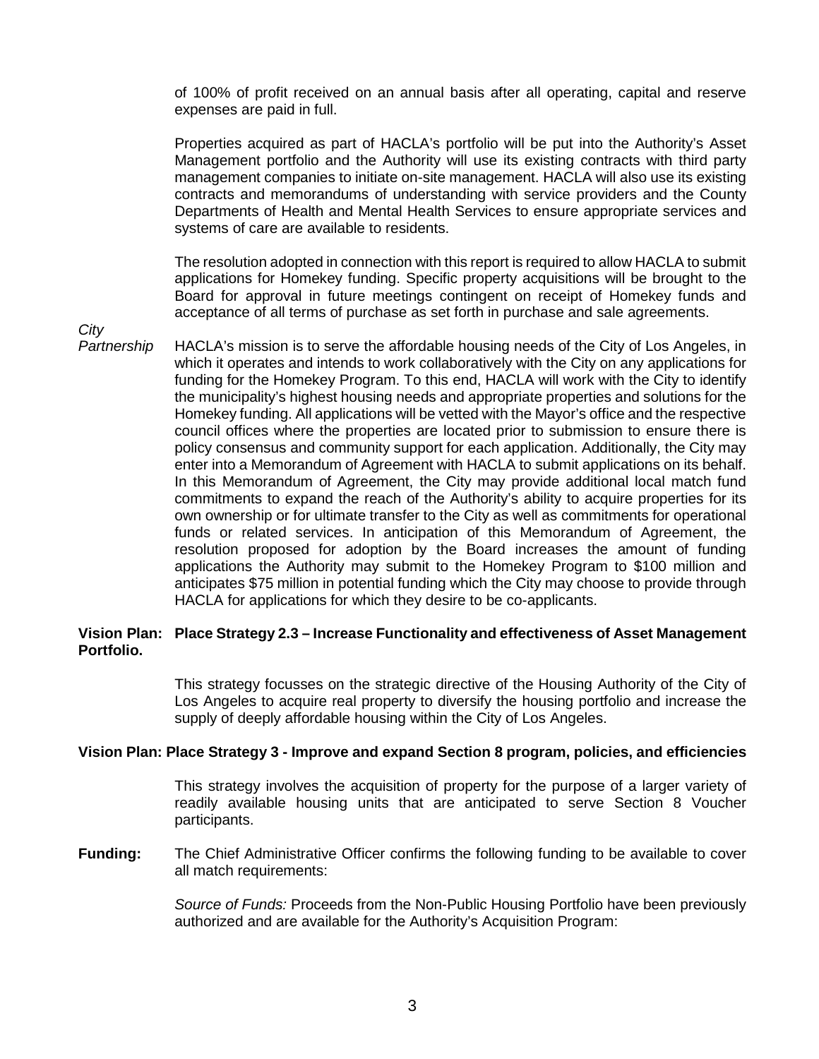of 100% of profit received on an annual basis after all operating, capital and reserve expenses are paid in full.

Properties acquired as part of HACLA's portfolio will be put into the Authority's Asset Management portfolio and the Authority will use its existing contracts with third party management companies to initiate on-site management. HACLA will also use its existing contracts and memorandums of understanding with service providers and the County Departments of Health and Mental Health Services to ensure appropriate services and systems of care are available to residents.

The resolution adopted in connection with this report is required to allow HACLA to submit applications for Homekey funding. Specific property acquisitions will be brought to the Board for approval in future meetings contingent on receipt of Homekey funds and acceptance of all terms of purchase as set forth in purchase and sale agreements.

*City Partnership* HACLA's mission is to serve the affordable housing needs of the City of Los Angeles, in which it operates and intends to work collaboratively with the City on any applications for funding for the Homekey Program. To this end, HACLA will work with the City to identify the municipality's highest housing needs and appropriate properties and solutions for the Homekey funding. All applications will be vetted with the Mayor's office and the respective council offices where the properties are located prior to submission to ensure there is policy consensus and community support for each application. Additionally, the City may enter into a Memorandum of Agreement with HACLA to submit applications on its behalf. In this Memorandum of Agreement, the City may provide additional local match fund commitments to expand the reach of the Authority's ability to acquire properties for its own ownership or for ultimate transfer to the City as well as commitments for operational funds or related services. In anticipation of this Memorandum of Agreement, the resolution proposed for adoption by the Board increases the amount of funding applications the Authority may submit to the Homekey Program to $100 million and anticipates $75 million in potential funding which the City may choose to provide through HACLA for applications for which they desire to be co-applicants.

**Vision Plan: Place Strategy 2.3 – Increase Functionality and effectiveness of Asset Management Portfolio.**

This strategy focusses on the strategic directive of the Housing Authority of the City of Los Angeles to acquire real property to diversify the housing portfolio and increase the supply of deeply affordable housing within the City of Los Angeles.

**Vision Plan: Place Strategy 3 - Improve and expand Section 8 program, policies, and efficiencies**

This strategy involves the acquisition of property for the purpose of a larger variety of readily available housing units that are anticipated to serve Section 8 Voucher participants.

**Funding:** The Chief Administrative Officer confirms the following funding to be available to cover all match requirements:

*Source of Funds:* Proceeds from the Non-Public Housing Portfolio have been previously authorized and are available for the Authority's Acquisition Program: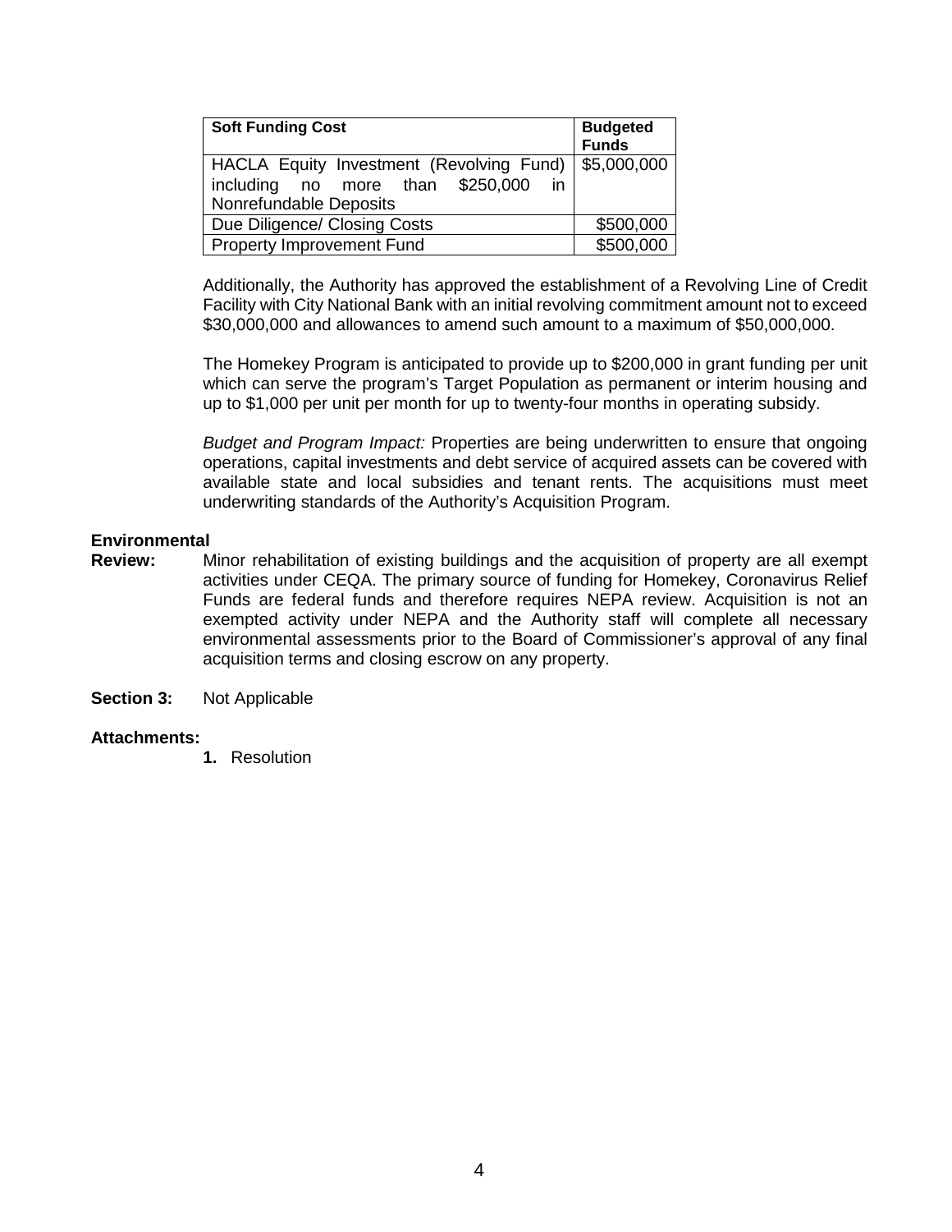| Soft Funding Cost | Budgeted Funds |
|---|---|
| HACLA Equity Investment (Revolving Fund) including no more than $250,000 in Nonrefundable Deposits | $5,000,000 |
| Due Diligence/ Closing Costs | $500,000 |
| Property Improvement Fund | $500,000 |

Additionally, the Authority has approved the establishment of a Revolving Line of Credit Facility with City National Bank with an initial revolving commitment amount not to exceed $30,000,000 and allowances to amend such amount to a maximum of $50,000,000.

The Homekey Program is anticipated to provide up to $200,000 in grant funding per unit which can serve the program's Target Population as permanent or interim housing and up to $1,000 per unit per month for up to twenty-four months in operating subsidy.

*Budget and Program Impact:* Properties are being underwritten to ensure that ongoing operations, capital investments and debt service of acquired assets can be covered with available state and local subsidies and tenant rents. The acquisitions must meet underwriting standards of the Authority's Acquisition Program.

**Environmental Review:** Minor rehabilitation of existing buildings and the acquisition of property are all exempt activities under CEQA. The primary source of funding for Homekey, Coronavirus Relief Funds are federal funds and therefore requires NEPA review. Acquisition is not an exempted activity under NEPA and the Authority staff will complete all necessary environmental assessments prior to the Board of Commissioner's approval of any final acquisition terms and closing escrow on any property.

**Section 3:** Not Applicable

**Attachments:**

1. Resolution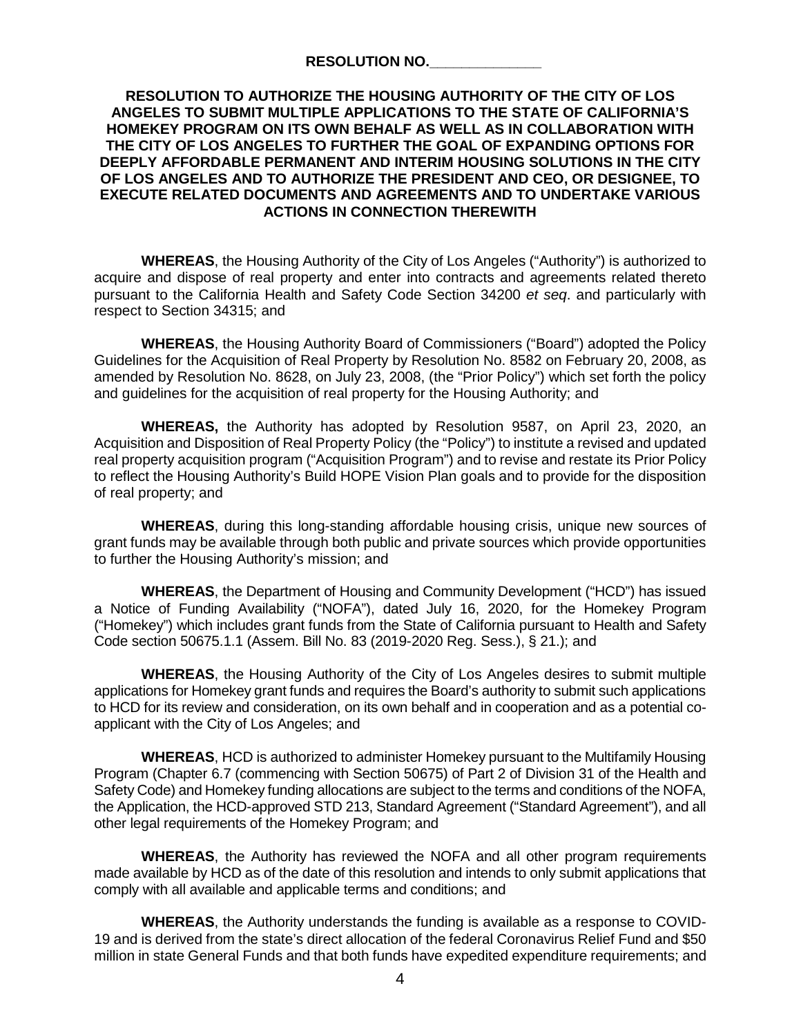**RESOLUTION NO.______________**

**RESOLUTION TO AUTHORIZE THE HOUSING AUTHORITY OF THE CITY OF LOS ANGELES TO SUBMIT MULTIPLE APPLICATIONS TO THE STATE OF CALIFORNIA'S HOMEKEY PROGRAM ON ITS OWN BEHALF AS WELL AS IN COLLABORATION WITH THE CITY OF LOS ANGELES TO FURTHER THE GOAL OF EXPANDING OPTIONS FOR DEEPLY AFFORDABLE PERMANENT AND INTERIM HOUSING SOLUTIONS IN THE CITY OF LOS ANGELES AND TO AUTHORIZE THE PRESIDENT AND CEO, OR DESIGNEE, TO EXECUTE RELATED DOCUMENTS AND AGREEMENTS AND TO UNDERTAKE VARIOUS ACTIONS IN CONNECTION THEREWITH**

**WHEREAS**, the Housing Authority of the City of Los Angeles ("Authority") is authorized to acquire and dispose of real property and enter into contracts and agreements related thereto pursuant to the California Health and Safety Code Section 34200 *et seq*. and particularly with respect to Section 34315; and

**WHEREAS**, the Housing Authority Board of Commissioners ("Board") adopted the Policy Guidelines for the Acquisition of Real Property by Resolution No. 8582 on February 20, 2008, as amended by Resolution No. 8628, on July 23, 2008, (the "Prior Policy") which set forth the policy and guidelines for the acquisition of real property for the Housing Authority; and

**WHEREAS,** the Authority has adopted by Resolution 9587, on April 23, 2020, an Acquisition and Disposition of Real Property Policy (the "Policy") to institute a revised and updated real property acquisition program ("Acquisition Program") and to revise and restate its Prior Policy to reflect the Housing Authority's Build HOPE Vision Plan goals and to provide for the disposition of real property; and

**WHEREAS**, during this long-standing affordable housing crisis, unique new sources of grant funds may be available through both public and private sources which provide opportunities to further the Housing Authority's mission; and

**WHEREAS**, the Department of Housing and Community Development ("HCD") has issued a Notice of Funding Availability ("NOFA"), dated July 16, 2020, for the Homekey Program ("Homekey") which includes grant funds from the State of California pursuant to Health and Safety Code section 50675.1.1 (Assem. Bill No. 83 (2019-2020 Reg. Sess.), § 21.); and

**WHEREAS**, the Housing Authority of the City of Los Angeles desires to submit multiple applications for Homekey grant funds and requires the Board's authority to submit such applications to HCD for its review and consideration, on its own behalf and in cooperation and as a potential co-applicant with the City of Los Angeles; and

**WHEREAS**, HCD is authorized to administer Homekey pursuant to the Multifamily Housing Program (Chapter 6.7 (commencing with Section 50675) of Part 2 of Division 31 of the Health and Safety Code) and Homekey funding allocations are subject to the terms and conditions of the NOFA, the Application, the HCD-approved STD 213, Standard Agreement ("Standard Agreement"), and all other legal requirements of the Homekey Program; and

**WHEREAS**, the Authority has reviewed the NOFA and all other program requirements made available by HCD as of the date of this resolution and intends to only submit applications that comply with all available and applicable terms and conditions; and

**WHEREAS**, the Authority understands the funding is available as a response to COVID-19 and is derived from the state's direct allocation of the federal Coronavirus Relief Fund and $50 million in state General Funds and that both funds have expedited expenditure requirements; and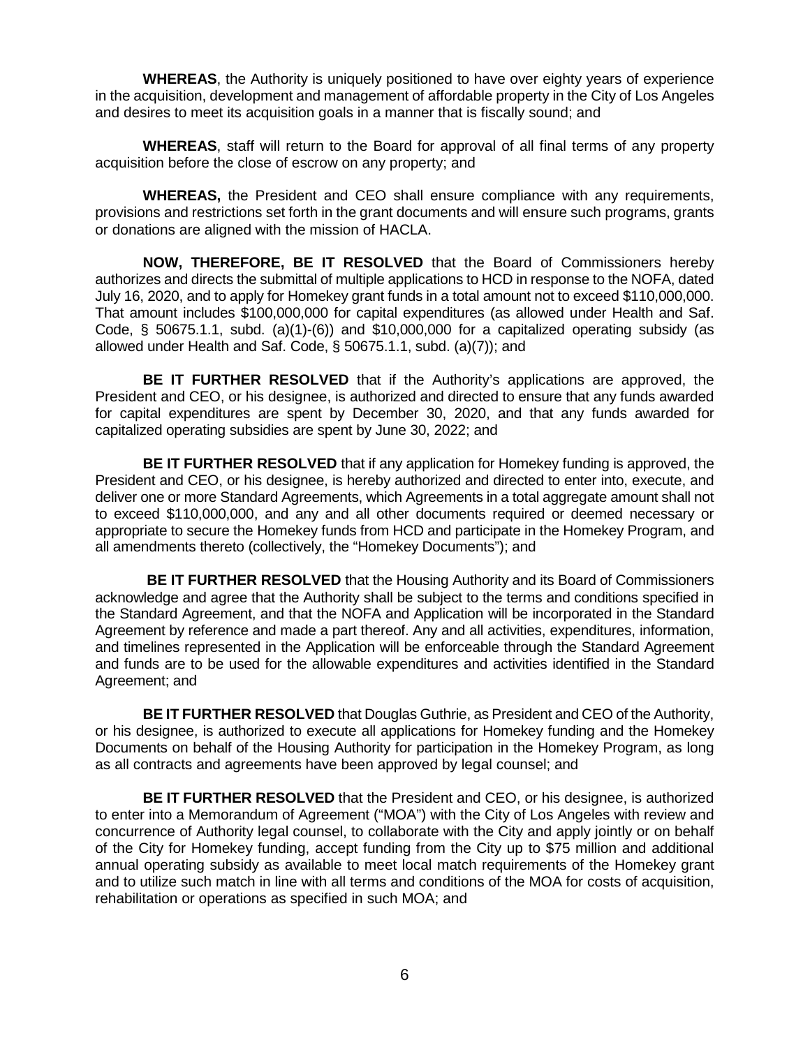**WHEREAS**, the Authority is uniquely positioned to have over eighty years of experience in the acquisition, development and management of affordable property in the City of Los Angeles and desires to meet its acquisition goals in a manner that is fiscally sound; and

**WHEREAS**, staff will return to the Board for approval of all final terms of any property acquisition before the close of escrow on any property; and

**WHEREAS,** the President and CEO shall ensure compliance with any requirements, provisions and restrictions set forth in the grant documents and will ensure such programs, grants or donations are aligned with the mission of HACLA.

**NOW, THEREFORE, BE IT RESOLVED** that the Board of Commissioners hereby authorizes and directs the submittal of multiple applications to HCD in response to the NOFA, dated July 16, 2020, and to apply for Homekey grant funds in a total amount not to exceed $110,000,000. That amount includes $100,000,000 for capital expenditures (as allowed under Health and Saf. Code, § 50675.1.1, subd. (a)(1)-(6)) and $10,000,000 for a capitalized operating subsidy (as allowed under Health and Saf. Code, § 50675.1.1, subd. (a)(7)); and

**BE IT FURTHER RESOLVED** that if the Authority's applications are approved, the President and CEO, or his designee, is authorized and directed to ensure that any funds awarded for capital expenditures are spent by December 30, 2020, and that any funds awarded for capitalized operating subsidies are spent by June 30, 2022; and

**BE IT FURTHER RESOLVED** that if any application for Homekey funding is approved, the President and CEO, or his designee, is hereby authorized and directed to enter into, execute, and deliver one or more Standard Agreements, which Agreements in a total aggregate amount shall not to exceed $110,000,000, and any and all other documents required or deemed necessary or appropriate to secure the Homekey funds from HCD and participate in the Homekey Program, and all amendments thereto (collectively, the "Homekey Documents"); and

**BE IT FURTHER RESOLVED** that the Housing Authority and its Board of Commissioners acknowledge and agree that the Authority shall be subject to the terms and conditions specified in the Standard Agreement, and that the NOFA and Application will be incorporated in the Standard Agreement by reference and made a part thereof. Any and all activities, expenditures, information, and timelines represented in the Application will be enforceable through the Standard Agreement and funds are to be used for the allowable expenditures and activities identified in the Standard Agreement; and

**BE IT FURTHER RESOLVED** that Douglas Guthrie, as President and CEO of the Authority, or his designee, is authorized to execute all applications for Homekey funding and the Homekey Documents on behalf of the Housing Authority for participation in the Homekey Program, as long as all contracts and agreements have been approved by legal counsel; and

**BE IT FURTHER RESOLVED** that the President and CEO, or his designee, is authorized to enter into a Memorandum of Agreement ("MOA") with the City of Los Angeles with review and concurrence of Authority legal counsel, to collaborate with the City and apply jointly or on behalf of the City for Homekey funding, accept funding from the City up to $75 million and additional annual operating subsidy as available to meet local match requirements of the Homekey grant and to utilize such match in line with all terms and conditions of the MOA for costs of acquisition, rehabilitation or operations as specified in such MOA; and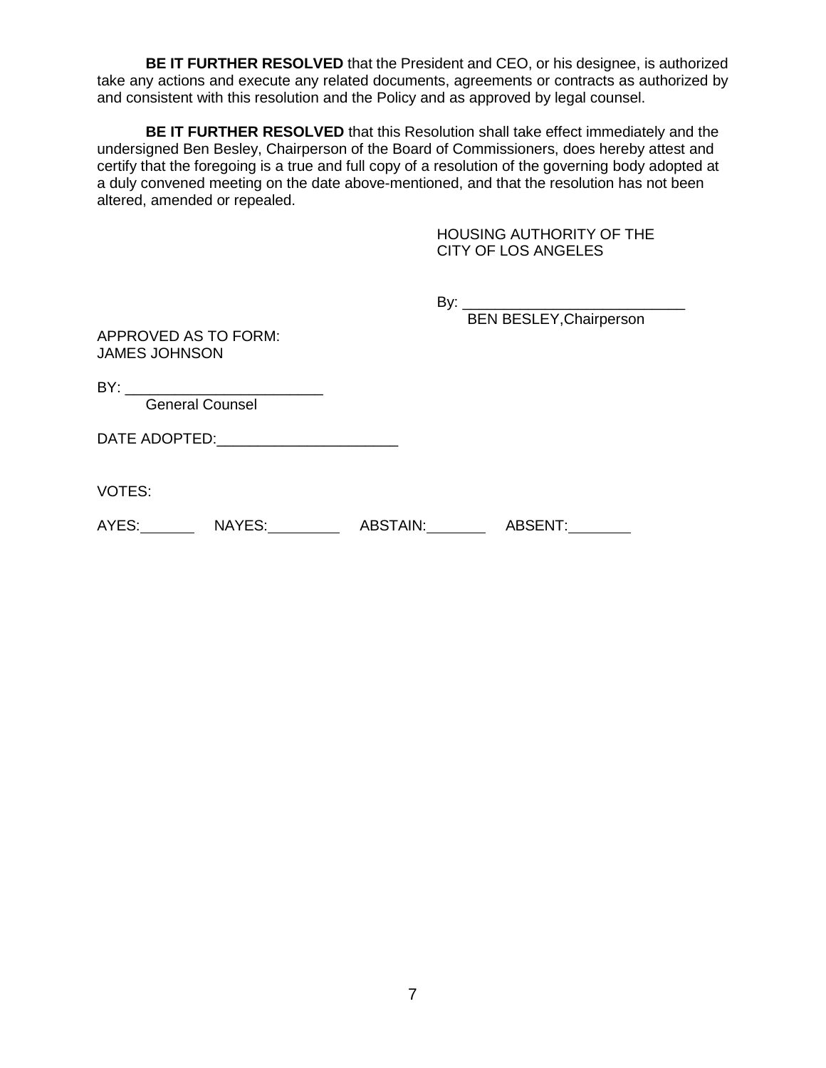**BE IT FURTHER RESOLVED** that the President and CEO, or his designee, is authorized take any actions and execute any related documents, agreements or contracts as authorized by and consistent with this resolution and the Policy and as approved by legal counsel.

**BE IT FURTHER RESOLVED** that this Resolution shall take effect immediately and the undersigned Ben Besley, Chairperson of the Board of Commissioners, does hereby attest and certify that the foregoing is a true and full copy of a resolution of the governing body adopted at a duly convened meeting on the date above-mentioned, and that the resolution has not been altered, amended or repealed.

HOUSING AUTHORITY OF THE
CITY OF LOS ANGELES

By: ___________________________
BEN BESLEY,Chairperson

APPROVED AS TO FORM:
JAMES JOHNSON

BY: ________________________
General Counsel

DATE ADOPTED:______________________

VOTES:

AYES:_______ NAYES:_________ ABSTAIN:________ ABSENT:________